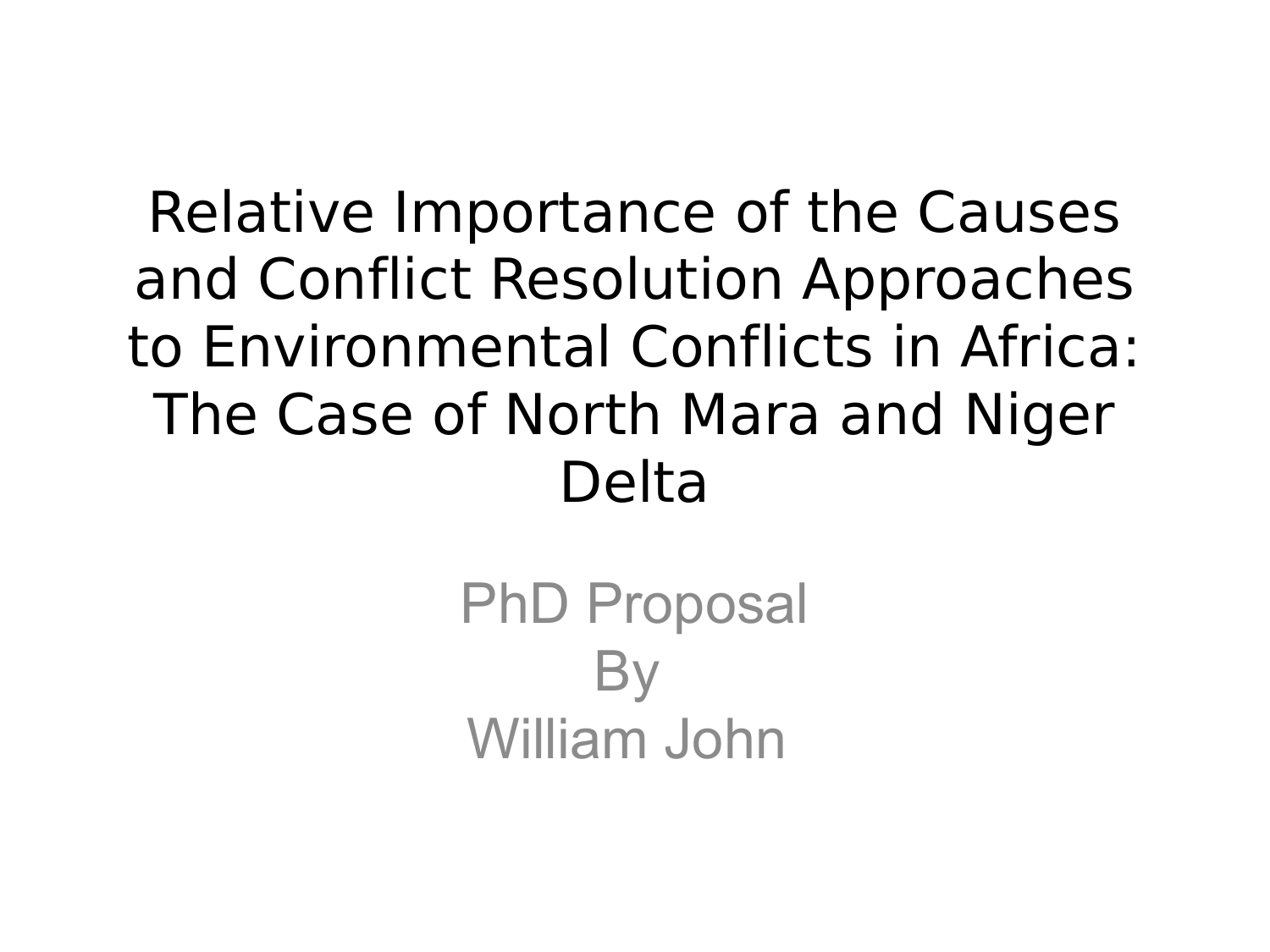# Relative Importance of the Causes and Conflict Resolution Approaches to Environmental Conflicts in Africa: The Case of North Mara and Niger Delta

PhD Proposal
By
William John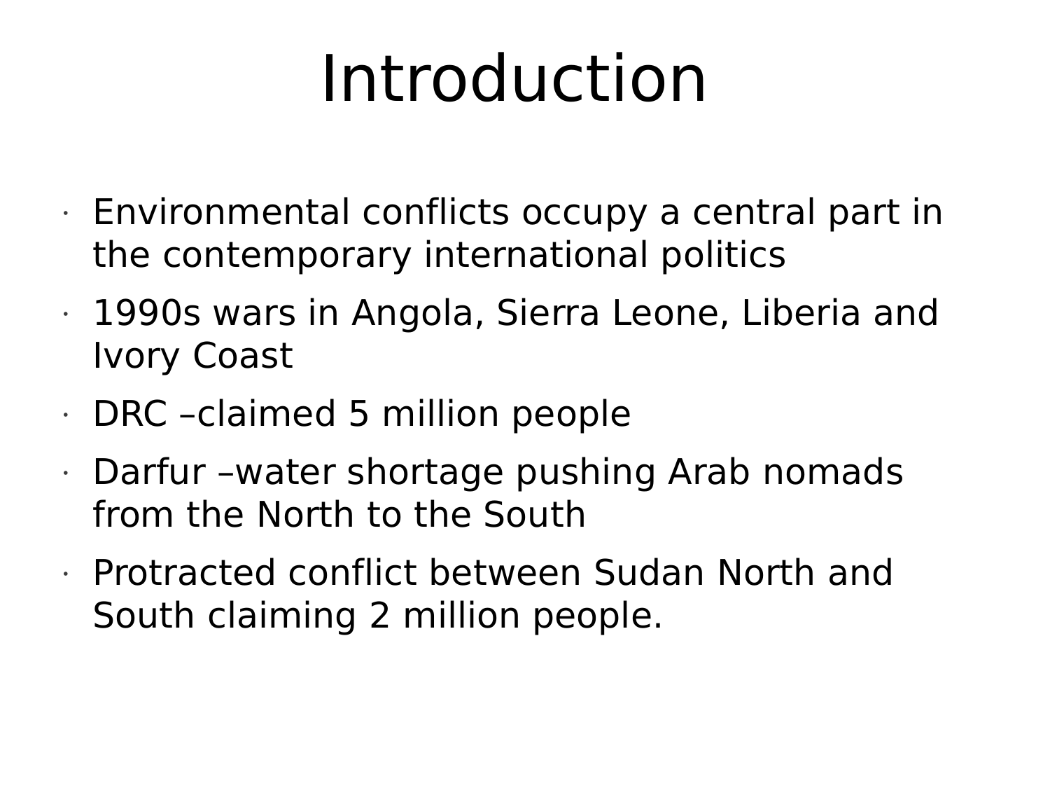# Introduction

- Environmental conflicts occupy a central part in the contemporary international politics
- 1990s wars in Angola, Sierra Leone, Liberia and Ivory Coast
- DRC –claimed 5 million people
- Darfur –water shortage pushing Arab nomads from the North to the South
- Protracted conflict between Sudan North and South claiming 2 million people.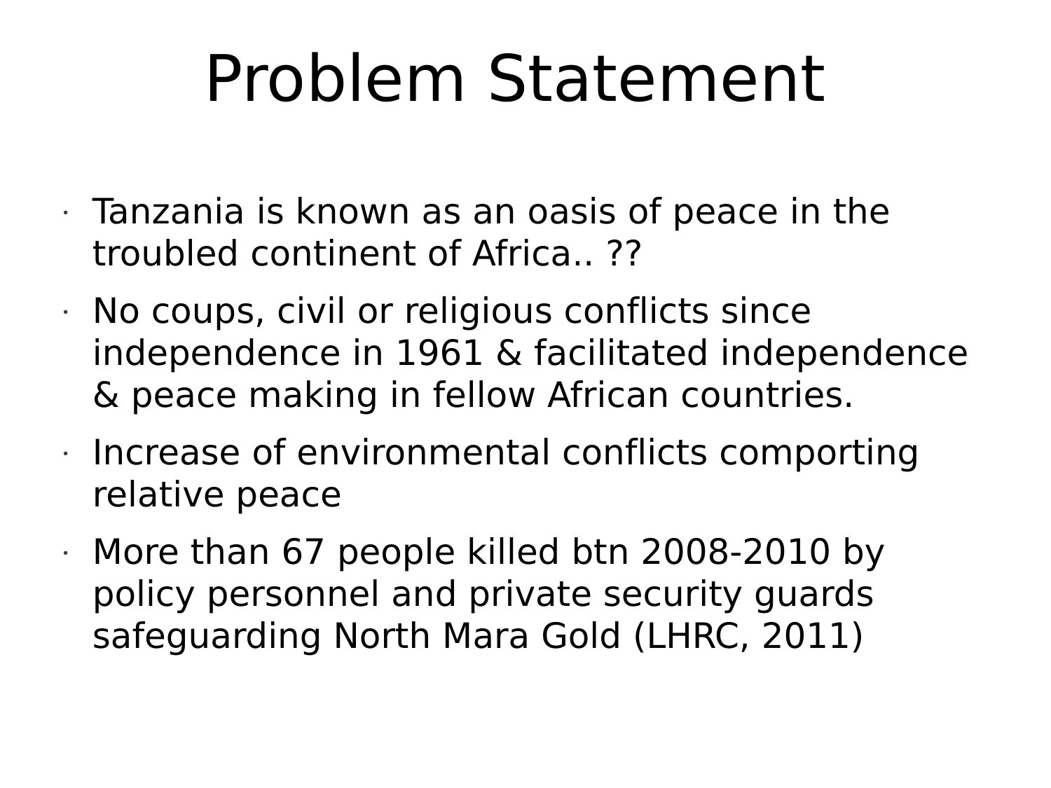# Problem Statement

- Tanzania is known as an oasis of peace in the troubled continent of Africa.. ??
- No coups, civil or religious conflicts since independence in 1961 & facilitated independence & peace making in fellow African countries.
- Increase of environmental conflicts comporting relative peace
- More than 67 people killed btn 2008-2010 by policy personnel and private security guards safeguarding North Mara Gold (LHRC, 2011)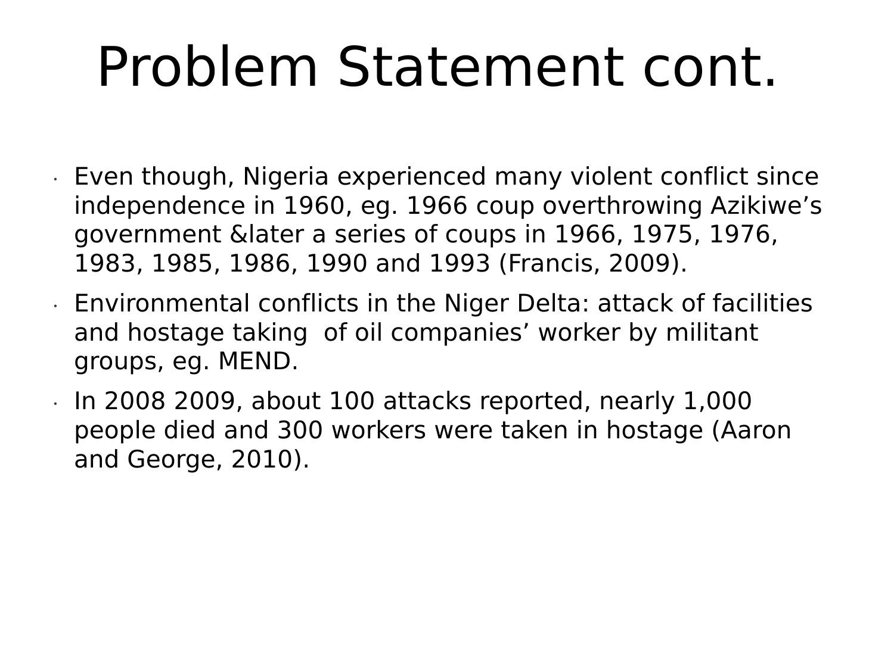# Problem Statement cont.

- Even though, Nigeria experienced many violent conflict since independence in 1960, eg. 1966 coup overthrowing Azikiwe's government &later a series of coups in 1966, 1975, 1976, 1983, 1985, 1986, 1990 and 1993 (Francis, 2009).
- Environmental conflicts in the Niger Delta: attack of facilities and hostage taking  of oil companies' worker by militant groups, eg. MEND.
- In 2008 2009, about 100 attacks reported, nearly 1,000 people died and 300 workers were taken in hostage (Aaron and George, 2010).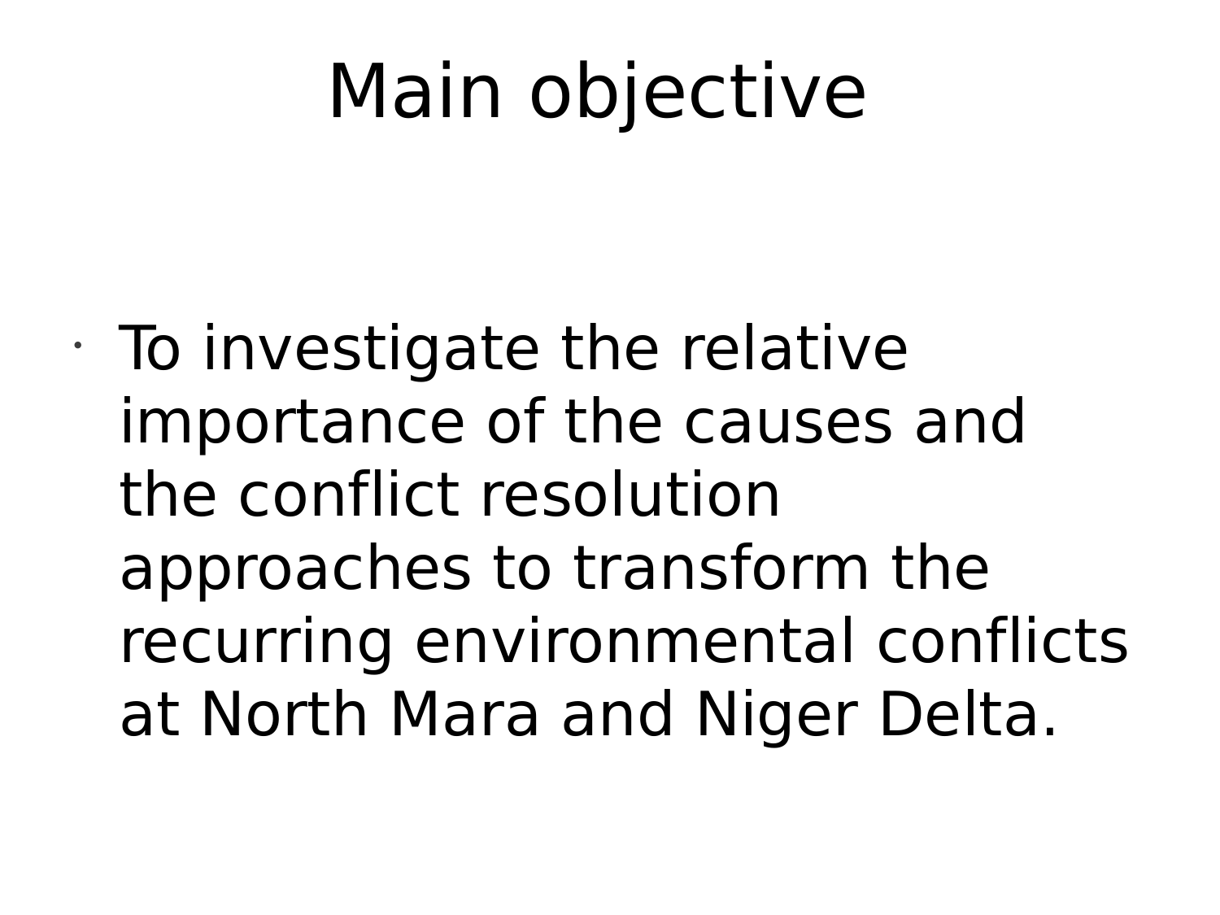# Main objective

- To investigate the relative importance of the causes and the conflict resolution approaches to transform the recurring environmental conflicts at North Mara and Niger Delta.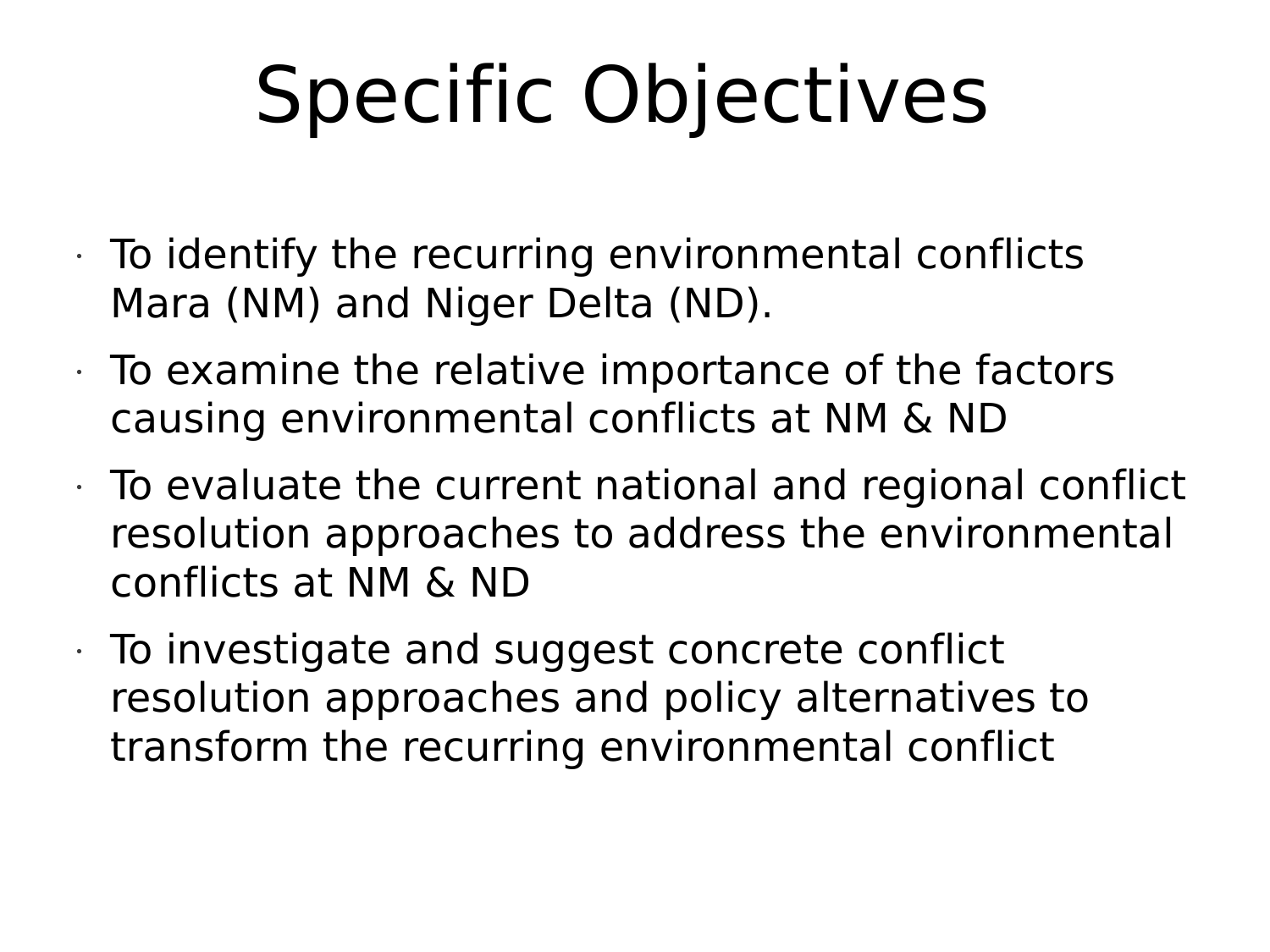# Specific Objectives

- To identify the recurring environmental conflicts Mara (NM) and Niger Delta (ND).
- To examine the relative importance of the factors causing environmental conflicts at NM & ND
- To evaluate the current national and regional conflict resolution approaches to address the environmental conflicts at NM & ND
- To investigate and suggest concrete conflict resolution approaches and policy alternatives to transform the recurring environmental conflict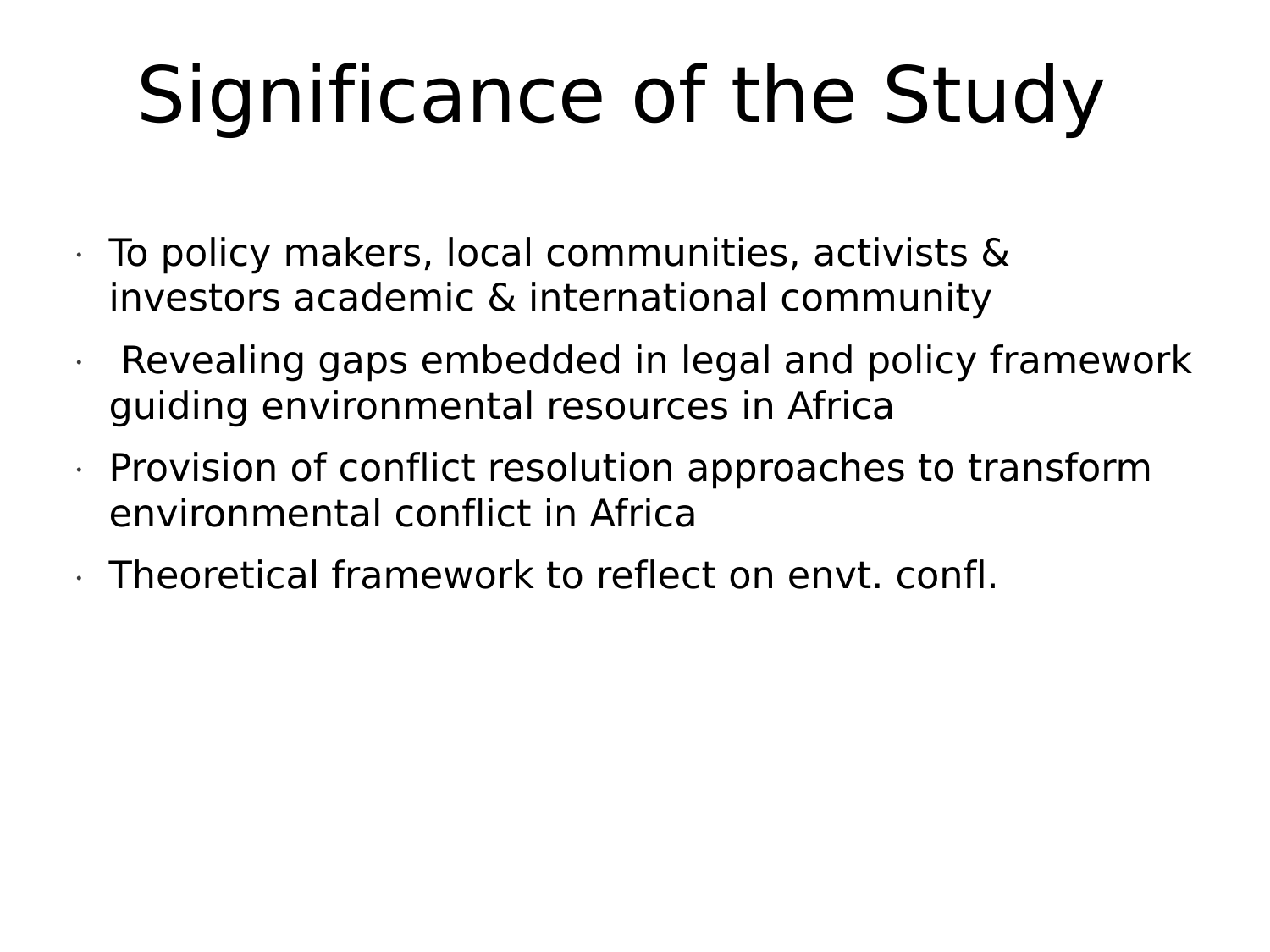# Significance of the Study

- To policy makers, local communities, activists & investors academic & international community
- Revealing gaps embedded in legal and policy framework guiding environmental resources in Africa
- Provision of conflict resolution approaches to transform environmental conflict in Africa
- Theoretical framework to reflect on envt. confl.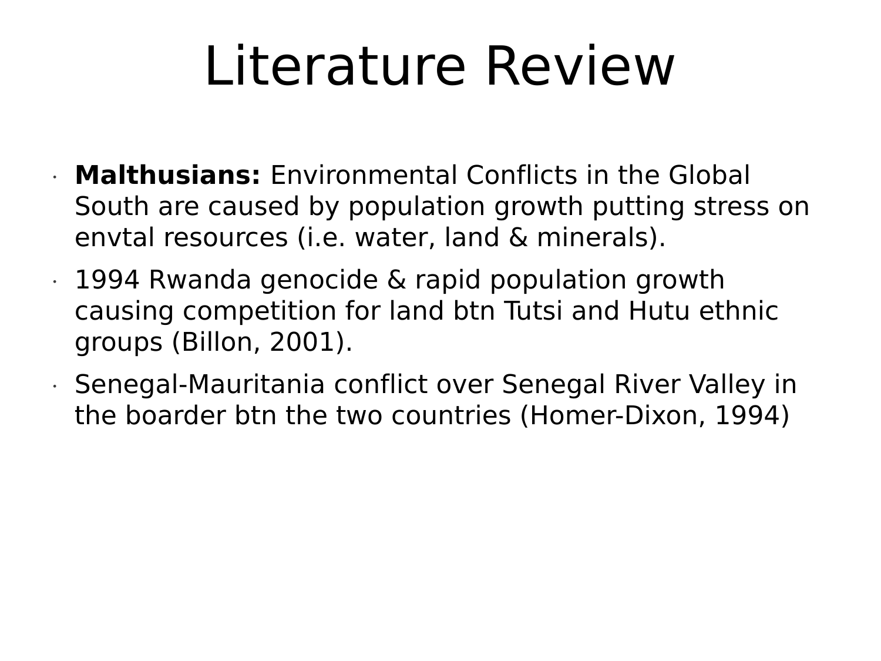# Literature Review

- **Malthusians:** Environmental Conflicts in the Global South are caused by population growth putting stress on envtal resources (i.e. water, land & minerals).
- 1994 Rwanda genocide & rapid population growth causing competition for land btn Tutsi and Hutu ethnic groups (Billon, 2001).
- Senegal-Mauritania conflict over Senegal River Valley in the boarder btn the two countries (Homer-Dixon, 1994)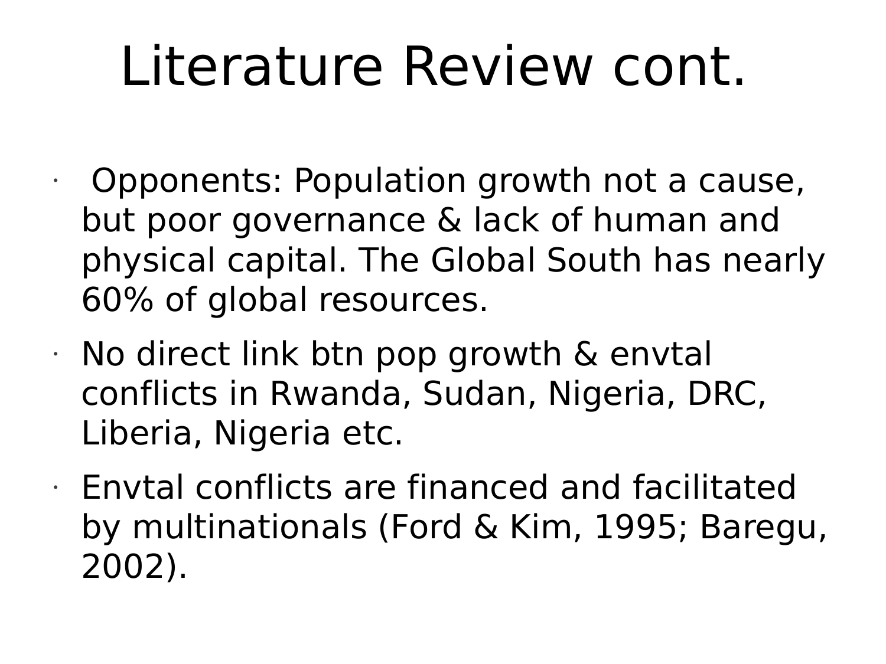# Literature Review cont.

- Opponents: Population growth not a cause, but poor governance & lack of human and physical capital. The Global South has nearly 60% of global resources.
- No direct link btn pop growth & envtal conflicts in Rwanda, Sudan, Nigeria, DRC, Liberia, Nigeria etc.
- Envtal conflicts are financed and facilitated by multinationals (Ford & Kim, 1995; Baregu, 2002).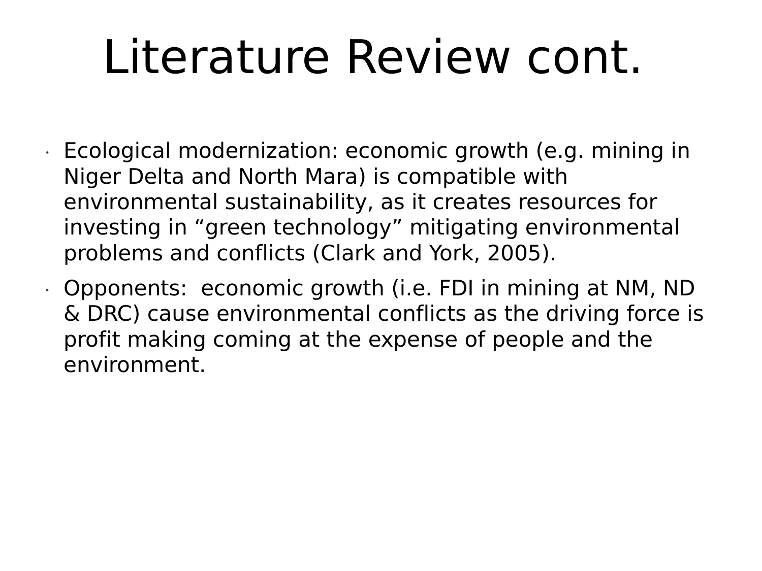# Literature Review cont.

- Ecological modernization: economic growth (e.g. mining in Niger Delta and North Mara) is compatible with environmental sustainability, as it creates resources for investing in “green technology” mitigating environmental problems and conflicts (Clark and York, 2005).
- Opponents:  economic growth (i.e. FDI in mining at NM, ND & DRC) cause environmental conflicts as the driving force is profit making coming at the expense of people and the environment.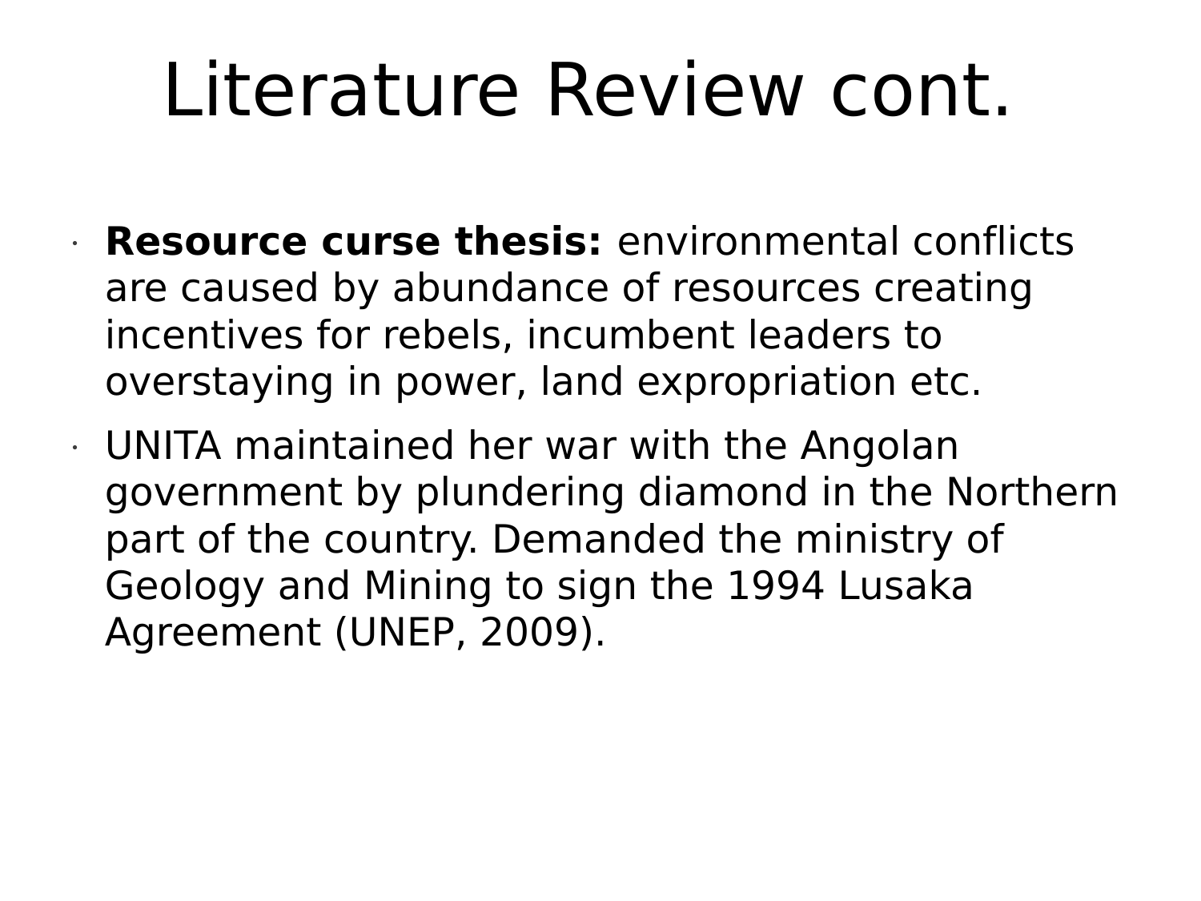# Literature Review cont.

- **Resource curse thesis:** environmental conflicts are caused by abundance of resources creating incentives for rebels, incumbent leaders to overstaying in power, land expropriation etc.
- UNITA maintained her war with the Angolan government by plundering diamond in the Northern part of the country. Demanded the ministry of Geology and Mining to sign the 1994 Lusaka Agreement (UNEP, 2009).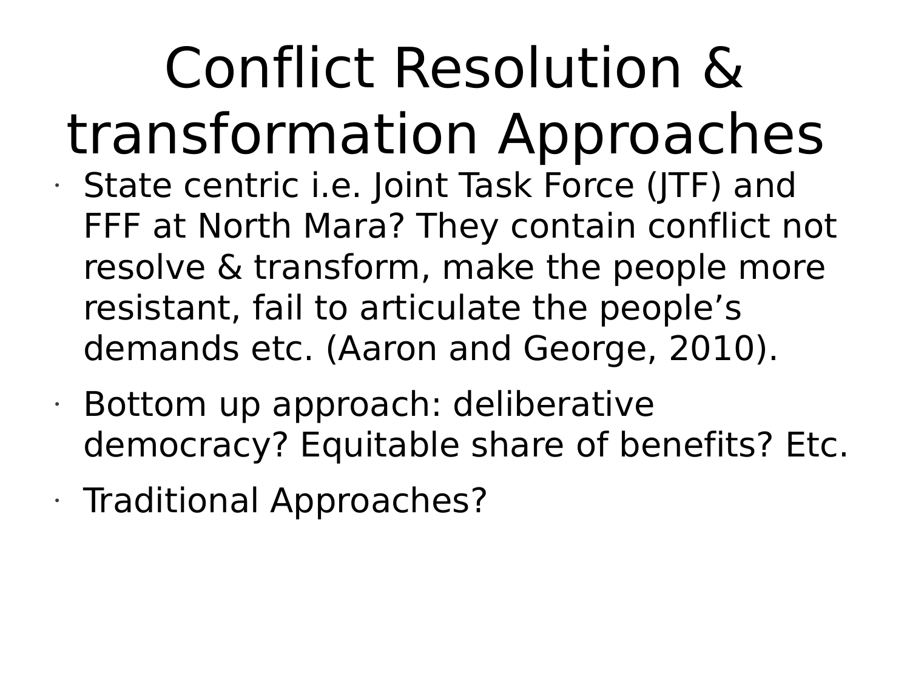# Conflict Resolution & transformation Approaches

- State centric i.e. Joint Task Force (JTF) and FFF at North Mara? They contain conflict not resolve & transform, make the people more resistant, fail to articulate the people's demands etc. (Aaron and George, 2010).
- Bottom up approach: deliberative democracy? Equitable share of benefits? Etc.
- Traditional Approaches?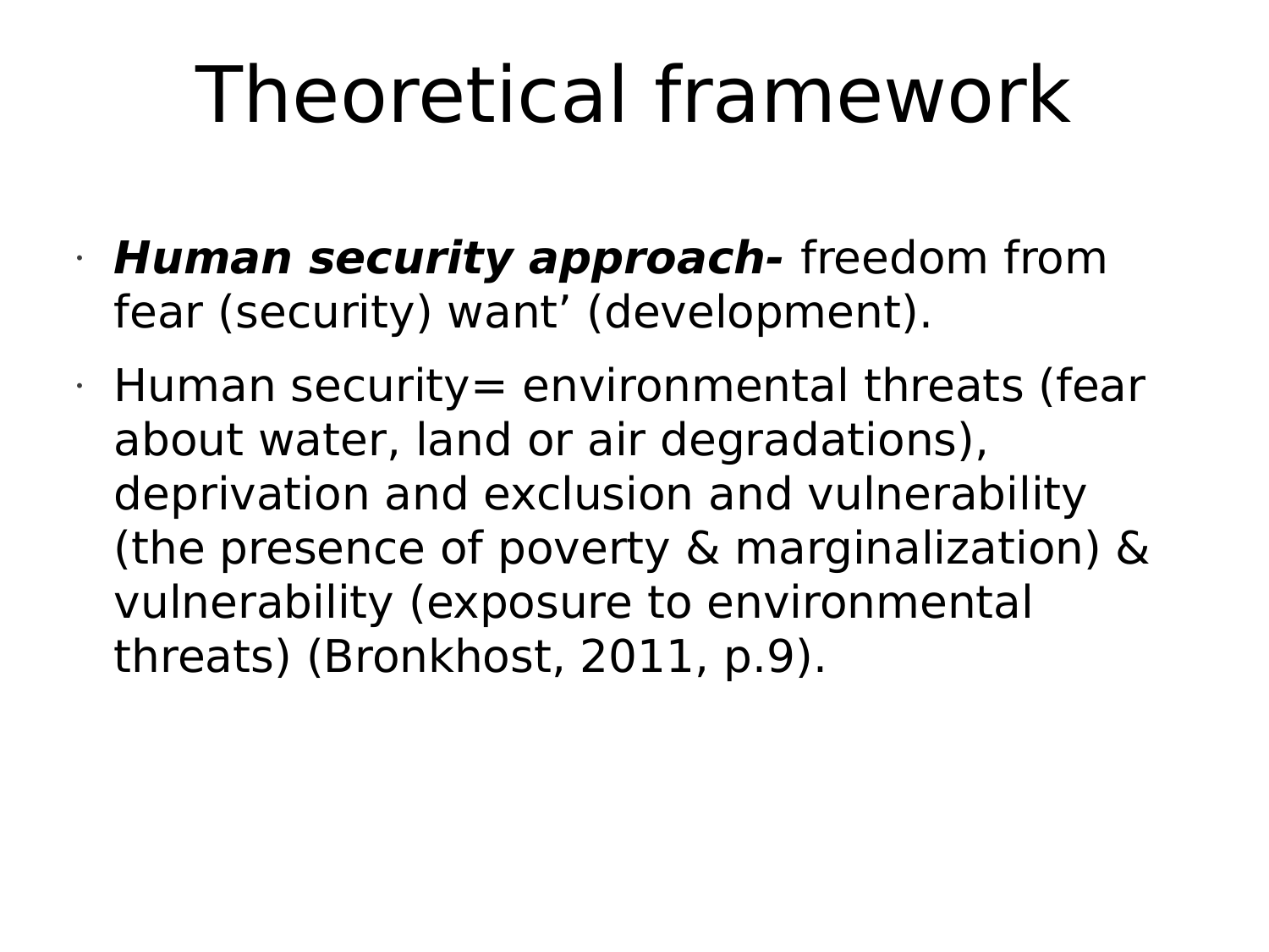# Theoretical framework

- ***Human security approach-*** freedom from fear (security) want' (development).
- Human security= environmental threats (fear about water, land or air degradations), deprivation and exclusion and vulnerability (the presence of poverty & marginalization) & vulnerability (exposure to environmental threats) (Bronkhost, 2011, p.9).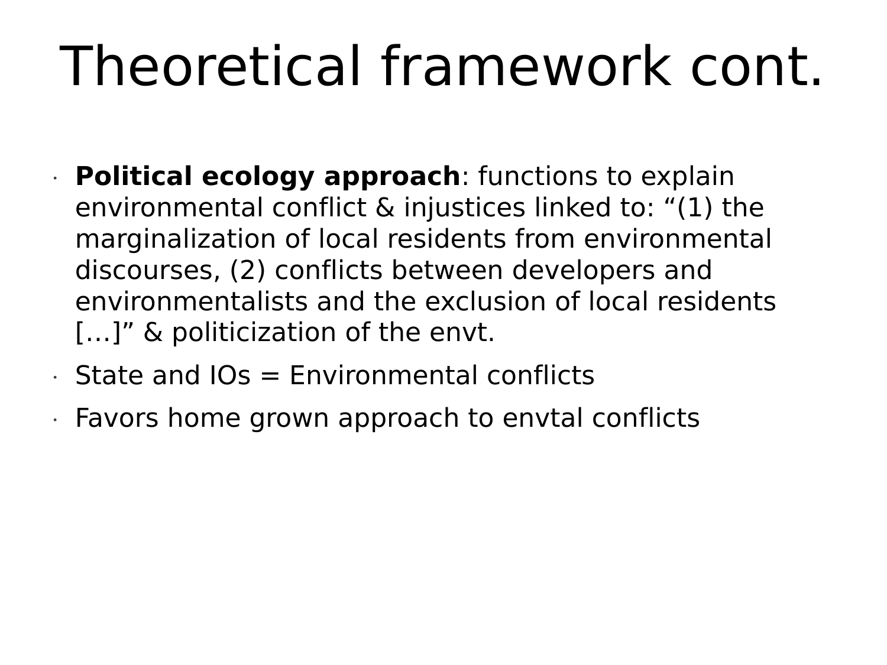# Theoretical framework cont.

- **Political ecology approach**: functions to explain environmental conflict & injustices linked to: “(1) the marginalization of local residents from environmental discourses, (2) conflicts between developers and environmentalists and the exclusion of local residents […]” & politicization of the envt.
- State and IOs = Environmental conflicts
- Favors home grown approach to envtal conflicts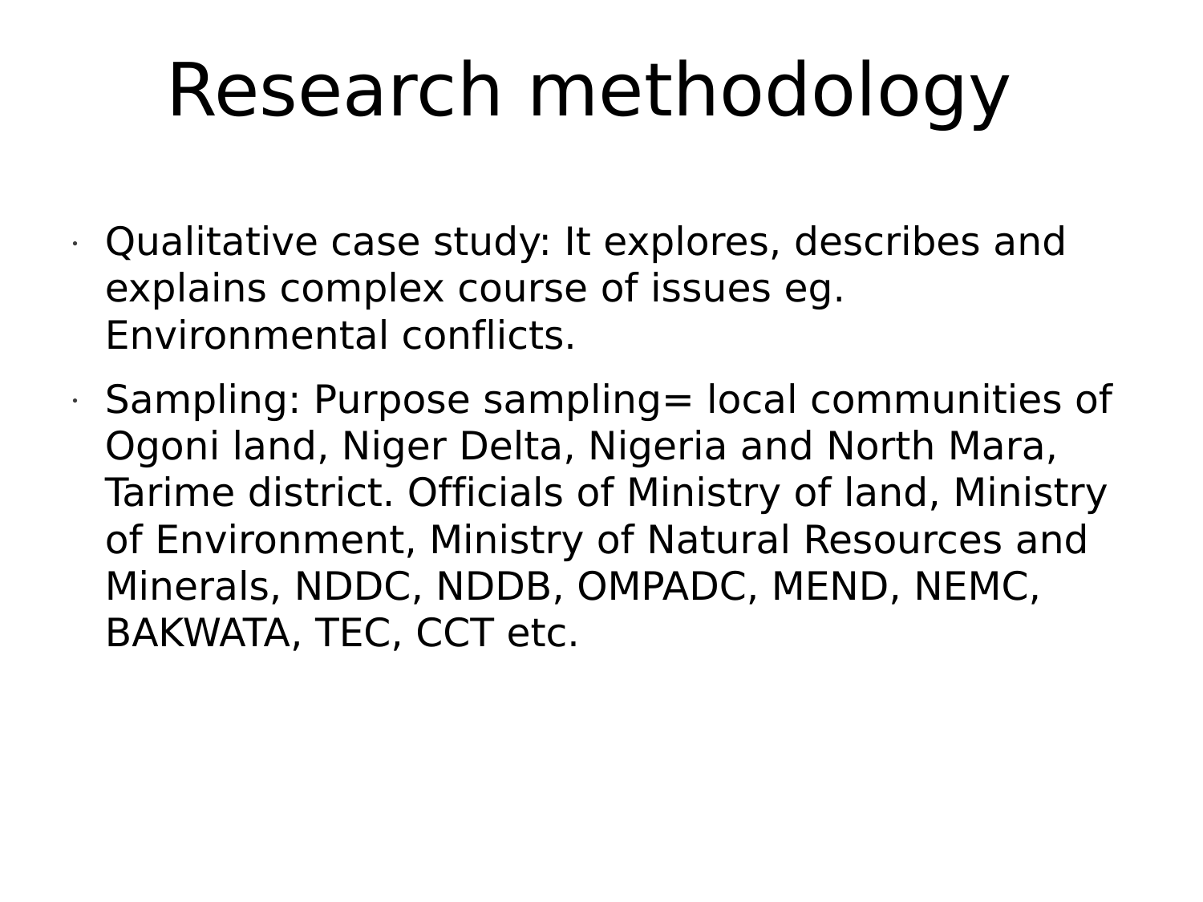# Research methodology

- Qualitative case study: It explores, describes and explains complex course of issues eg. Environmental conflicts.
- Sampling: Purpose sampling= local communities of Ogoni land, Niger Delta, Nigeria and North Mara, Tarime district. Officials of Ministry of land, Ministry of Environment, Ministry of Natural Resources and Minerals, NDDC, NDDB, OMPADC, MEND, NEMC, BAKWATA, TEC, CCT etc.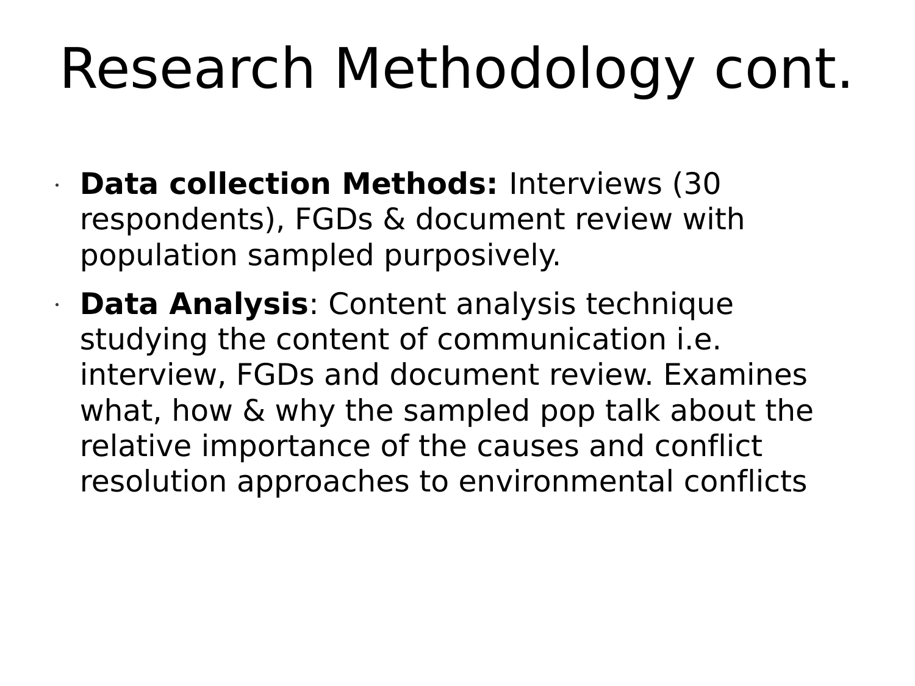# Research Methodology cont.

- **Data collection Methods:** Interviews (30 respondents), FGDs & document review with population sampled purposively.
- **Data Analysis**: Content analysis technique studying the content of communication i.e. interview, FGDs and document review. Examines what, how & why the sampled pop talk about the relative importance of the causes and conflict resolution approaches to environmental conflicts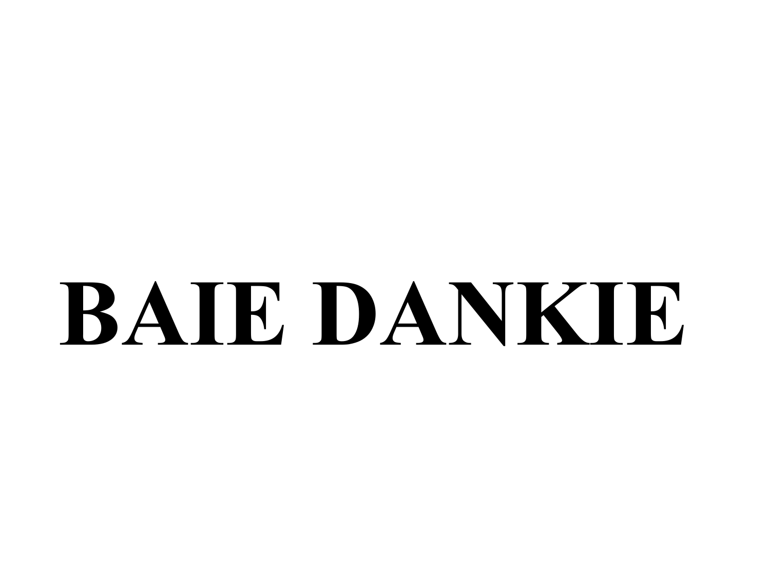# BAIE DANKIE